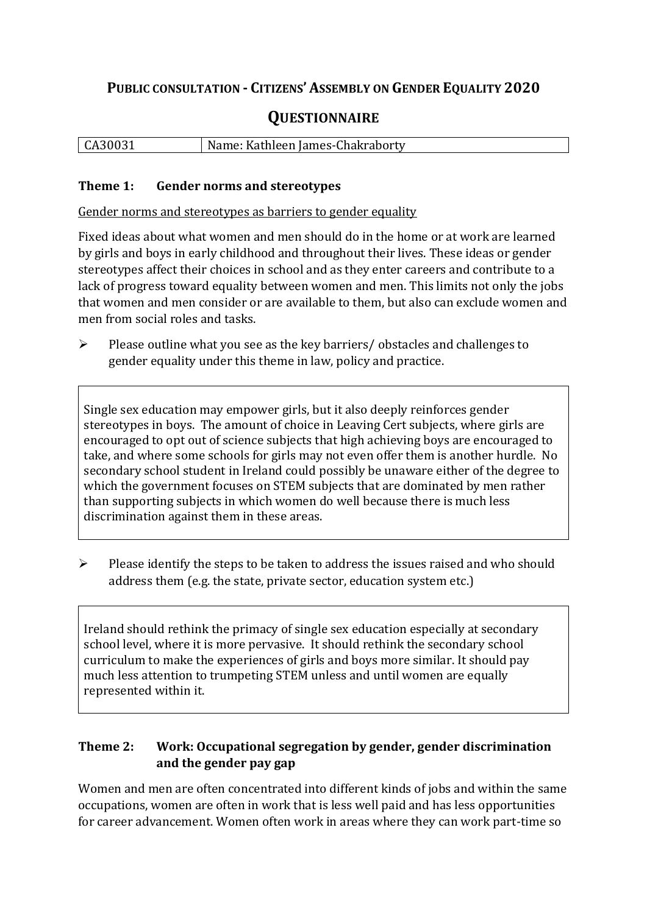# Public consultation - Citizens' Assembly on Gender Equality 2020

## Questionnaire

| CA30031 | Name: Kathleen James-Chakraborty |
| --- | --- |

### Theme 1: Gender norms and stereotypes

Gender norms and stereotypes as barriers to gender equality

Fixed ideas about what women and men should do in the home or at work are learned by girls and boys in early childhood and throughout their lives. These ideas or gender stereotypes affect their choices in school and as they enter careers and contribute to a lack of progress toward equality between women and men. This limits not only the jobs that women and men consider or are available to them, but also can exclude women and men from social roles and tasks.

- Please outline what you see as the key barriers/ obstacles and challenges to gender equality under this theme in law, policy and practice.

Single sex education may empower girls, but it also deeply reinforces gender stereotypes in boys. The amount of choice in Leaving Cert subjects, where girls are encouraged to opt out of science subjects that high achieving boys are encouraged to take, and where some schools for girls may not even offer them is another hurdle. No secondary school student in Ireland could possibly be unaware either of the degree to which the government focuses on STEM subjects that are dominated by men rather than supporting subjects in which women do well because there is much less discrimination against them in these areas.

- Please identify the steps to be taken to address the issues raised and who should address them (e.g. the state, private sector, education system etc.)

Ireland should rethink the primacy of single sex education especially at secondary school level, where it is more pervasive. It should rethink the secondary school curriculum to make the experiences of girls and boys more similar. It should pay much less attention to trumpeting STEM unless and until women are equally represented within it.

### Theme 2: Work: Occupational segregation by gender, gender discrimination and the gender pay gap

Women and men are often concentrated into different kinds of jobs and within the same occupations, women are often in work that is less well paid and has less opportunities for career advancement. Women often work in areas where they can work part-time so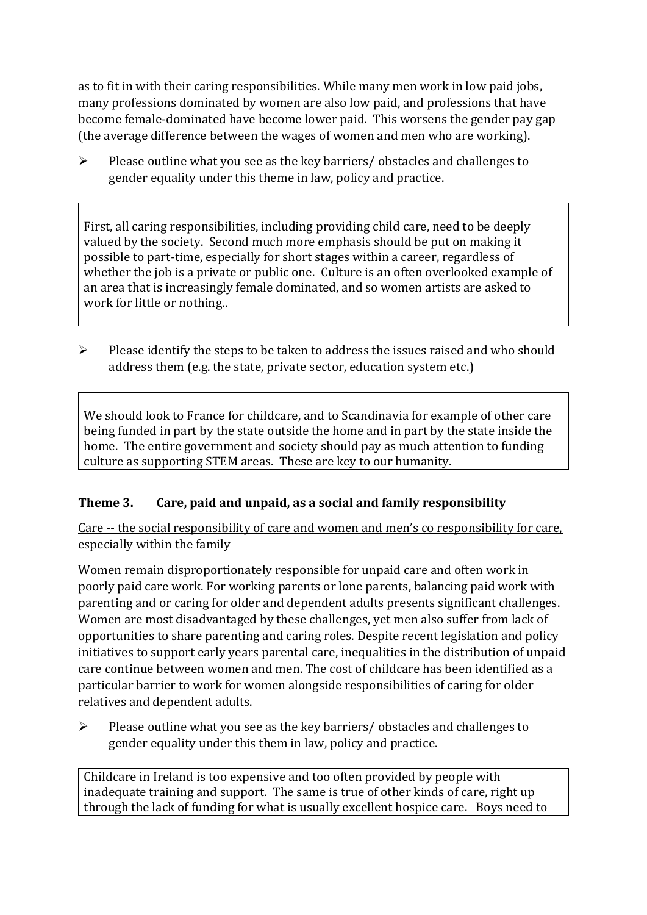as to fit in with their caring responsibilities. While many men work in low paid jobs, many professions dominated by women are also low paid, and professions that have become female-dominated have become lower paid. This worsens the gender pay gap (the average difference between the wages of women and men who are working).

- Please outline what you see as the key barriers/ obstacles and challenges to gender equality under this theme in law, policy and practice.

> First, all caring responsibilities, including providing child care, need to be deeply valued by the society. Second much more emphasis should be put on making it possible to part-time, especially for short stages within a career, regardless of whether the job is a private or public one. Culture is an often overlooked example of an area that is increasingly female dominated, and so women artists are asked to work for little or nothing..

- Please identify the steps to be taken to address the issues raised and who should address them (e.g. the state, private sector, education system etc.)

> We should look to France for childcare, and to Scandinavia for example of other care being funded in part by the state outside the home and in part by the state inside the home. The entire government and society should pay as much attention to funding culture as supporting STEM areas. These are key to our humanity.

### Theme 3. Care, paid and unpaid, as a social and family responsibility

Care -- the social responsibility of care and women and men's co responsibility for care, especially within the family

Women remain disproportionately responsible for unpaid care and often work in poorly paid care work. For working parents or lone parents, balancing paid work with parenting and or caring for older and dependent adults presents significant challenges. Women are most disadvantaged by these challenges, yet men also suffer from lack of opportunities to share parenting and caring roles. Despite recent legislation and policy initiatives to support early years parental care, inequalities in the distribution of unpaid care continue between women and men. The cost of childcare has been identified as a particular barrier to work for women alongside responsibilities of caring for older relatives and dependent adults.

- Please outline what you see as the key barriers/ obstacles and challenges to gender equality under this them in law, policy and practice.

> Childcare in Ireland is too expensive and too often provided by people with inadequate training and support. The same is true of other kinds of care, right up through the lack of funding for what is usually excellent hospice care. Boys need to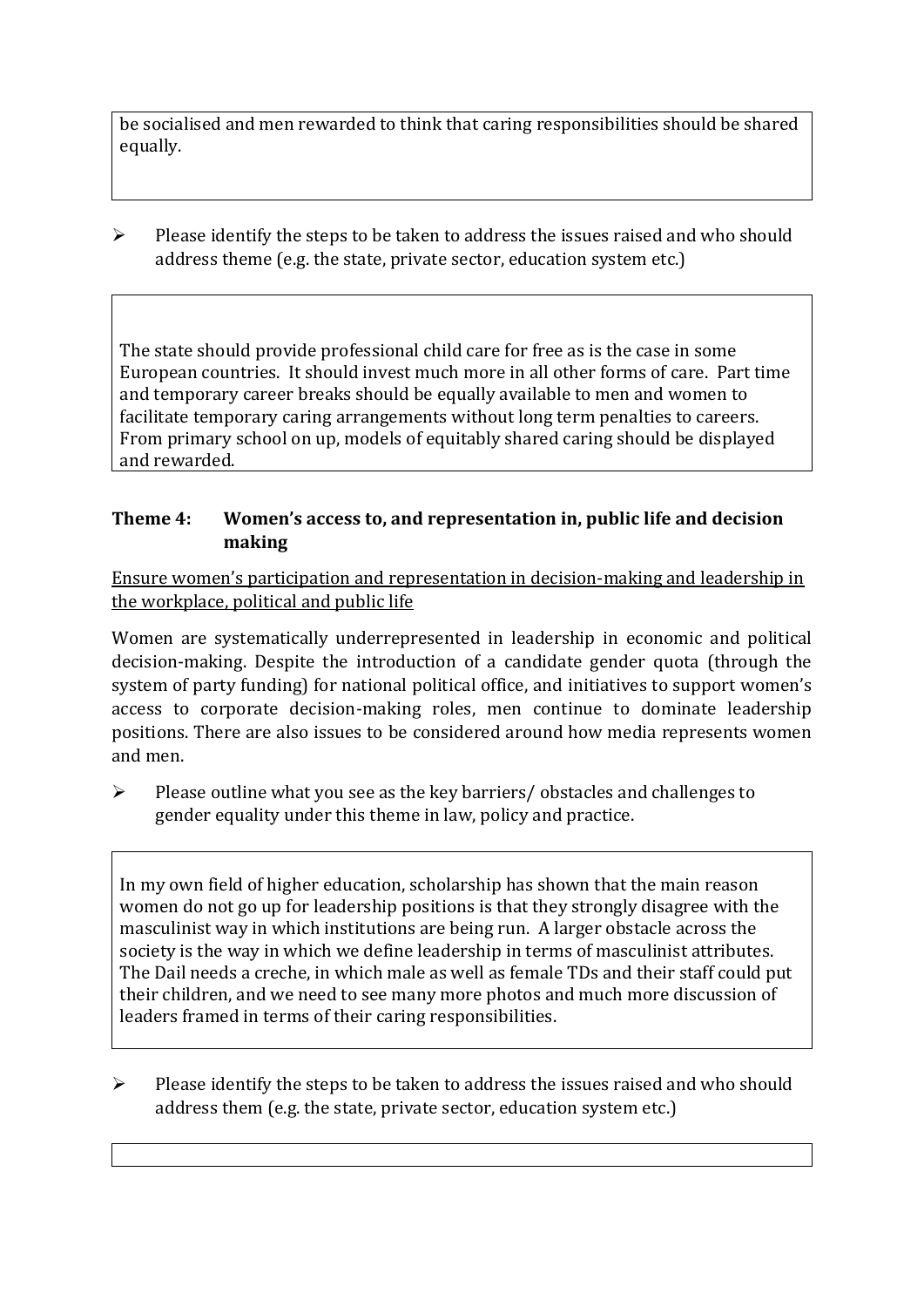be socialised and men rewarded to think that caring responsibilities should be shared equally.

- Please identify the steps to be taken to address the issues raised and who should address theme (e.g. the state, private sector, education system etc.)

The state should provide professional child care for free as is the case in some European countries. It should invest much more in all other forms of care. Part time and temporary career breaks should be equally available to men and women to facilitate temporary caring arrangements without long term penalties to careers. From primary school on up, models of equitably shared caring should be displayed and rewarded.

### Theme 4: Women's access to, and representation in, public life and decision making

<u>Ensure women's participation and representation in decision-making and leadership in the workplace, political and public life</u>

Women are systematically underrepresented in leadership in economic and political decision-making. Despite the introduction of a candidate gender quota (through the system of party funding) for national political office, and initiatives to support women's access to corporate decision-making roles, men continue to dominate leadership positions. There are also issues to be considered around how media represents women and men.

- Please outline what you see as the key barriers/ obstacles and challenges to gender equality under this theme in law, policy and practice.

In my own field of higher education, scholarship has shown that the main reason women do not go up for leadership positions is that they strongly disagree with the masculinist way in which institutions are being run. A larger obstacle across the society is the way in which we define leadership in terms of masculinist attributes. The Dail needs a creche, in which male as well as female TDs and their staff could put their children, and we need to see many more photos and much more discussion of leaders framed in terms of their caring responsibilities.

- Please identify the steps to be taken to address the issues raised and who should address them (e.g. the state, private sector, education system etc.)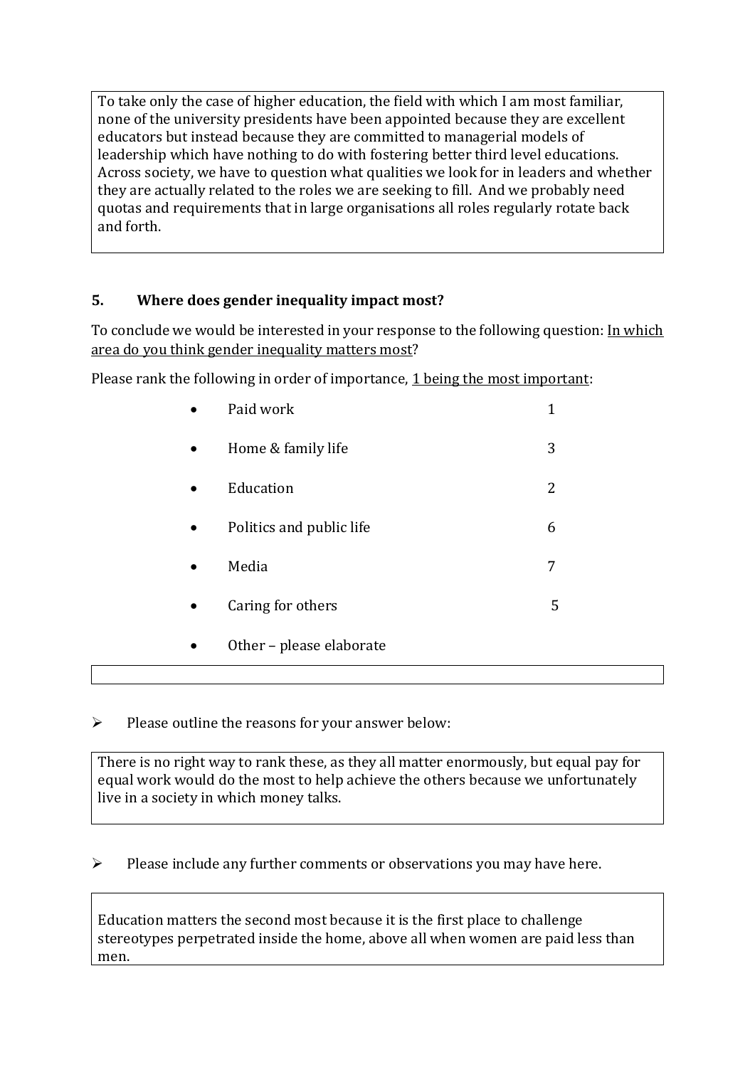To take only the case of higher education, the field with which I am most familiar, none of the university presidents have been appointed because they are excellent educators but instead because they are committed to managerial models of leadership which have nothing to do with fostering better third level educations. Across society, we have to question what qualities we look for in leaders and whether they are actually related to the roles we are seeking to fill. And we probably need quotas and requirements that in large organisations all roles regularly rotate back and forth.

## 5. Where does gender inequality impact most?

To conclude we would be interested in your response to the following question: In which area do you think gender inequality matters most?

Please rank the following in order of importance, 1 being the most important:

| | |
|---|---|
| • Paid work | 1 |
| • Home & family life | 3 |
| • Education | 2 |
| • Politics and public life | 6 |
| • Media | 7 |
| • Caring for others | 5 |
| • Other – please elaborate | |

- Please outline the reasons for your answer below:

There is no right way to rank these, as they all matter enormously, but equal pay for equal work would do the most to help achieve the others because we unfortunately live in a society in which money talks.

- Please include any further comments or observations you may have here.

Education matters the second most because it is the first place to challenge stereotypes perpetrated inside the home, above all when women are paid less than men.